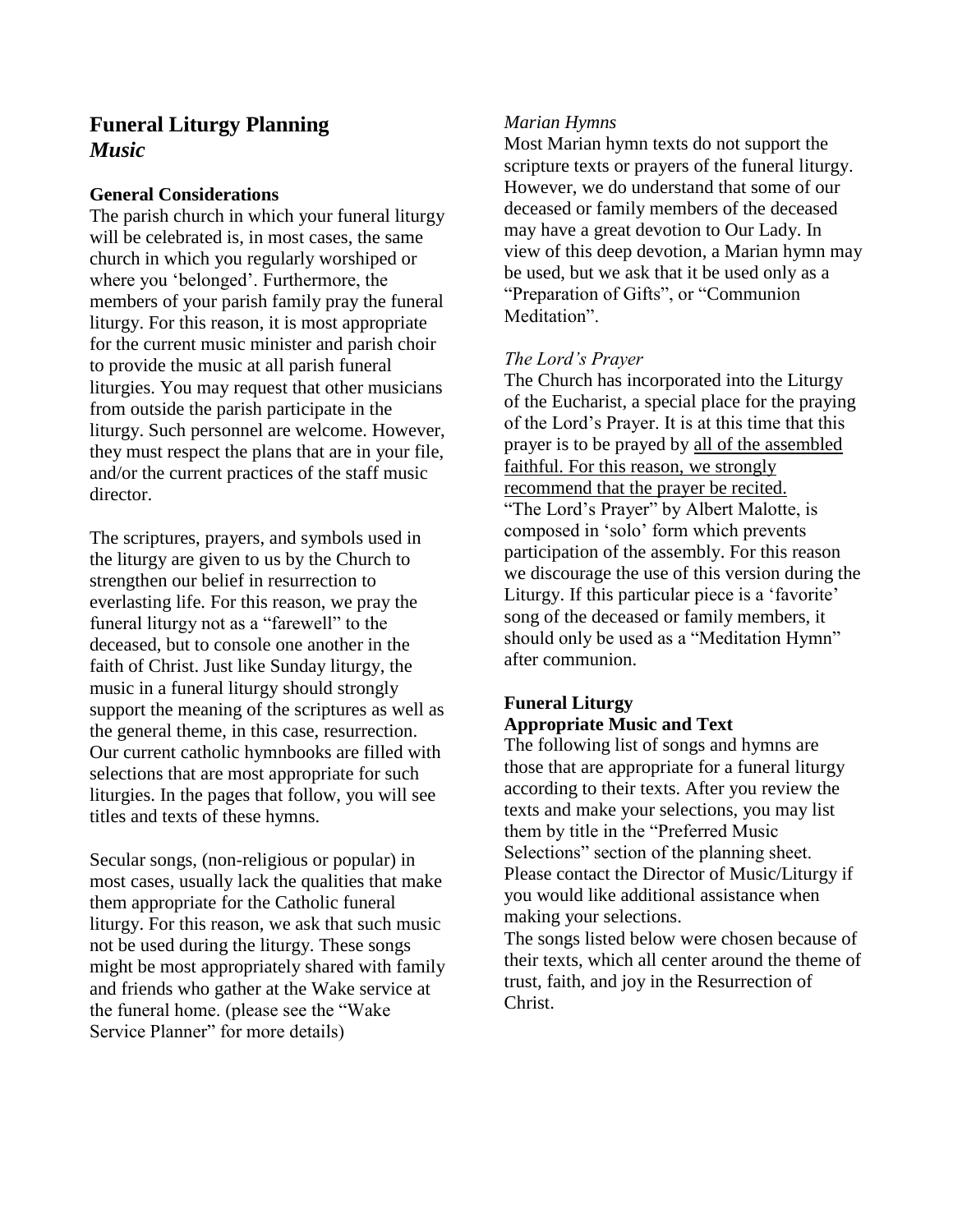# Funeral Liturgy Planning
## *Music*

### General Considerations

The parish church in which your funeral liturgy will be celebrated is, in most cases, the same church in which you regularly worshiped or where you 'belonged'. Furthermore, the members of your parish family pray the funeral liturgy. For this reason, it is most appropriate for the current music minister and parish choir to provide the music at all parish funeral liturgies. You may request that other musicians from outside the parish participate in the liturgy. Such personnel are welcome. However, they must respect the plans that are in your file, and/or the current practices of the staff music director.

The scriptures, prayers, and symbols used in the liturgy are given to us by the Church to strengthen our belief in resurrection to everlasting life. For this reason, we pray the funeral liturgy not as a "farewell" to the deceased, but to console one another in the faith of Christ. Just like Sunday liturgy, the music in a funeral liturgy should strongly support the meaning of the scriptures as well as the general theme, in this case, resurrection. Our current catholic hymnbooks are filled with selections that are most appropriate for such liturgies. In the pages that follow, you will see titles and texts of these hymns.

Secular songs, (non-religious or popular) in most cases, usually lack the qualities that make them appropriate for the Catholic funeral liturgy. For this reason, we ask that such music not be used during the liturgy. These songs might be most appropriately shared with family and friends who gather at the Wake service at the funeral home. (please see the "Wake Service Planner" for more details)

*Marian Hymns*

Most Marian hymn texts do not support the scripture texts or prayers of the funeral liturgy. However, we do understand that some of our deceased or family members of the deceased may have a great devotion to Our Lady. In view of this deep devotion, a Marian hymn may be used, but we ask that it be used only as a "Preparation of Gifts", or "Communion Meditation".

*The Lord's Prayer*

The Church has incorporated into the Liturgy of the Eucharist, a special place for the praying of the Lord's Prayer. It is at this time that this prayer is to be prayed by <u>all of the assembled faithful. For this reason, we strongly recommend that the prayer be recited.</u>
"The Lord's Prayer" by Albert Malotte, is composed in 'solo' form which prevents participation of the assembly. For this reason we discourage the use of this version during the Liturgy. If this particular piece is a 'favorite' song of the deceased or family members, it should only be used as a "Meditation Hymn" after communion.

### Funeral Liturgy
### Appropriate Music and Text

The following list of songs and hymns are those that are appropriate for a funeral liturgy according to their texts. After you review the texts and make your selections, you may list them by title in the "Preferred Music Selections" section of the planning sheet. Please contact the Director of Music/Liturgy if you would like additional assistance when making your selections.
The songs listed below were chosen because of their texts, which all center around the theme of trust, faith, and joy in the Resurrection of Christ.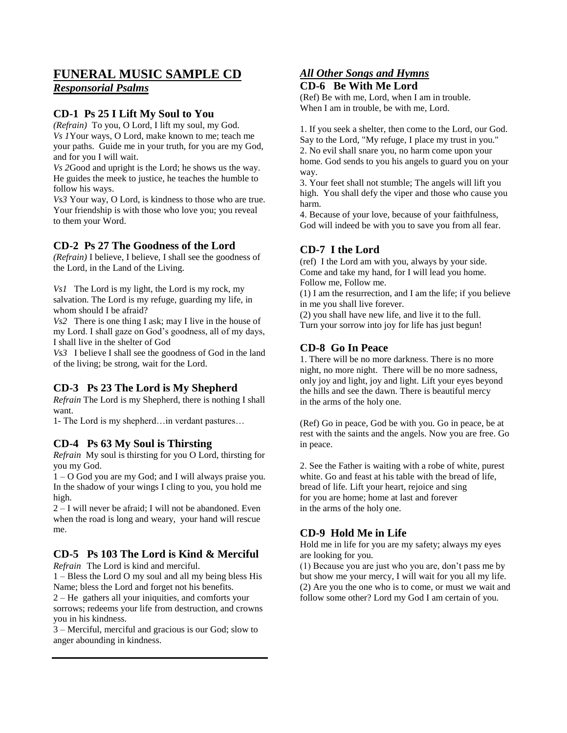# FUNERAL MUSIC SAMPLE CD

## *Responsorial Psalms*

### CD-1 Ps 25 I Lift My Soul to You

*(Refrain)* To you, O Lord, I lift my soul, my God.
*Vs 1*Your ways, O Lord, make known to me; teach me your paths. Guide me in your truth, for you are my God, and for you I will wait.
*Vs 2*Good and upright is the Lord; he shows us the way. He guides the meek to justice, he teaches the humble to follow his ways.
*Vs3* Your way, O Lord, is kindness to those who are true. Your friendship is with those who love you; you reveal to them your Word.

### CD-2 Ps 27 The Goodness of the Lord

*(Refrain)* I believe, I believe, I shall see the goodness of the Lord, in the Land of the Living.

*Vs1* The Lord is my light, the Lord is my rock, my salvation. The Lord is my refuge, guarding my life, in whom should I be afraid?
*Vs2* There is one thing I ask; may I live in the house of my Lord. I shall gaze on God's goodness, all of my days, I shall live in the shelter of God
*Vs3* I believe I shall see the goodness of God in the land of the living; be strong, wait for the Lord.

### CD-3 Ps 23 The Lord is My Shepherd

*Refrain* The Lord is my Shepherd, there is nothing I shall want.
1- The Lord is my shepherd…in verdant pastures…

### CD-4 Ps 63 My Soul is Thirsting

*Refrain* My soul is thirsting for you O Lord, thirsting for you my God.
1 – O God you are my God; and I will always praise you. In the shadow of your wings I cling to you, you hold me high.
2 – I will never be afraid; I will not be abandoned. Even when the road is long and weary, your hand will rescue me.

### CD-5 Ps 103 The Lord is Kind & Merciful

*Refrain* The Lord is kind and merciful.
1 – Bless the Lord O my soul and all my being bless His Name; bless the Lord and forget not his benefits.
2 – He gathers all your iniquities, and comforts your sorrows; redeems your life from destruction, and crowns you in his kindness.
3 – Merciful, merciful and gracious is our God; slow to anger abounding in kindness.

## *All Other Songs and Hymns*

### CD-6 Be With Me Lord

(Ref) Be with me, Lord, when I am in trouble. When I am in trouble, be with me, Lord.

1. If you seek a shelter, then come to the Lord, our God. Say to the Lord, "My refuge, I place my trust in you."
2. No evil shall snare you, no harm come upon your home. God sends to you his angels to guard you on your way.
3. Your feet shall not stumble; The angels will lift you high. You shall defy the viper and those who cause you harm.
4. Because of your love, because of your faithfulness, God will indeed be with you to save you from all fear.

### CD-7 I the Lord

(ref) I the Lord am with you, always by your side. Come and take my hand, for I will lead you home. Follow me, Follow me.
(1) I am the resurrection, and I am the life; if you believe in me you shall live forever.
(2) you shall have new life, and live it to the full. Turn your sorrow into joy for life has just begun!

### CD-8 Go In Peace

1. There will be no more darkness. There is no more night, no more night. There will be no more sadness, only joy and light, joy and light. Lift your eyes beyond the hills and see the dawn. There is beautiful mercy in the arms of the holy one.

(Ref) Go in peace, God be with you. Go in peace, be at rest with the saints and the angels. Now you are free. Go in peace.

2. See the Father is waiting with a robe of white, purest white. Go and feast at his table with the bread of life, bread of life. Lift your heart, rejoice and sing for you are home; home at last and forever in the arms of the holy one.

### CD-9 Hold Me in Life

Hold me in life for you are my safety; always my eyes are looking for you.
(1) Because you are just who you are, don't pass me by but show me your mercy, I will wait for you all my life.
(2) Are you the one who is to come, or must we wait and follow some other? Lord my God I am certain of you.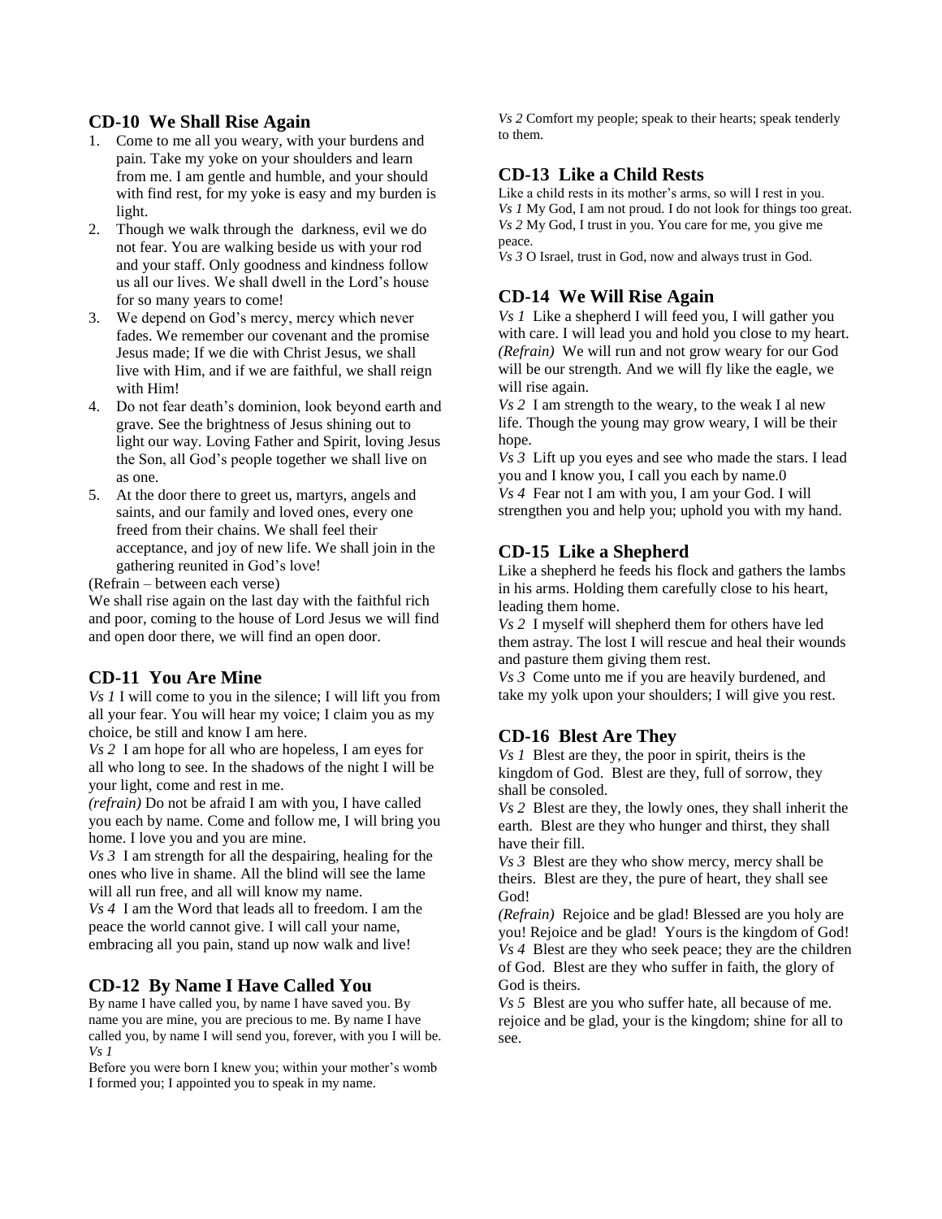## CD-10 We Shall Rise Again

1. Come to me all you weary, with your burdens and pain. Take my yoke on your shoulders and learn from me. I am gentle and humble, and your should with find rest, for my yoke is easy and my burden is light.
2. Though we walk through the darkness, evil we do not fear. You are walking beside us with your rod and your staff. Only goodness and kindness follow us all our lives. We shall dwell in the Lord's house for so many years to come!
3. We depend on God's mercy, mercy which never fades. We remember our covenant and the promise Jesus made; If we die with Christ Jesus, we shall live with Him, and if we are faithful, we shall reign with Him!
4. Do not fear death's dominion, look beyond earth and grave. See the brightness of Jesus shining out to light our way. Loving Father and Spirit, loving Jesus the Son, all God's people together we shall live on as one.
5. At the door there to greet us, martyrs, angels and saints, and our family and loved ones, every one freed from their chains. We shall feel their acceptance, and joy of new life. We shall join in the gathering reunited in God's love!

(Refrain – between each verse)
We shall rise again on the last day with the faithful rich and poor, coming to the house of Lord Jesus we will find and open door there, we will find an open door.

## CD-11 You Are Mine

*Vs 1* I will come to you in the silence; I will lift you from all your fear. You will hear my voice; I claim you as my choice, be still and know I am here.
*Vs 2* I am hope for all who are hopeless, I am eyes for all who long to see. In the shadows of the night I will be your light, come and rest in me.
*(refrain)* Do not be afraid I am with you, I have called you each by name. Come and follow me, I will bring you home. I love you and you are mine.
*Vs 3* I am strength for all the despairing, healing for the ones who live in shame. All the blind will see the lame will all run free, and all will know my name.
*Vs 4* I am the Word that leads all to freedom. I am the peace the world cannot give. I will call your name, embracing all you pain, stand up now walk and live!

## CD-12 By Name I Have Called You

By name I have called you, by name I have saved you. By name you are mine, you are precious to me. By name I have called you, by name I will send you, forever, with you I will be.
*Vs 1*
Before you were born I knew you; within your mother's womb I formed you; I appointed you to speak in my name.
*Vs 2* Comfort my people; speak to their hearts; speak tenderly to them.

## CD-13 Like a Child Rests

Like a child rests in its mother's arms, so will I rest in you.
*Vs 1* My God, I am not proud. I do not look for things too great.
*Vs 2* My God, I trust in you. You care for me, you give me peace.
*Vs 3* O Israel, trust in God, now and always trust in God.

## CD-14 We Will Rise Again

*Vs 1* Like a shepherd I will feed you, I will gather you with care. I will lead you and hold you close to my heart.
*(Refrain)* We will run and not grow weary for our God will be our strength. And we will fly like the eagle, we will rise again.
*Vs 2* I am strength to the weary, to the weak I al new life. Though the young may grow weary, I will be their hope.
*Vs 3* Lift up you eyes and see who made the stars. I lead you and I know you, I call you each by name.0
*Vs 4* Fear not I am with you, I am your God. I will strengthen you and help you; uphold you with my hand.

## CD-15 Like a Shepherd

Like a shepherd he feeds his flock and gathers the lambs in his arms. Holding them carefully close to his heart, leading them home.
*Vs 2* I myself will shepherd them for others have led them astray. The lost I will rescue and heal their wounds and pasture them giving them rest.
*Vs 3* Come unto me if you are heavily burdened, and take my yolk upon your shoulders; I will give you rest.

## CD-16 Blest Are They

*Vs 1* Blest are they, the poor in spirit, theirs is the kingdom of God. Blest are they, full of sorrow, they shall be consoled.
*Vs 2* Blest are they, the lowly ones, they shall inherit the earth. Blest are they who hunger and thirst, they shall have their fill.
*Vs 3* Blest are they who show mercy, mercy shall be theirs. Blest are they, the pure of heart, they shall see God!
*(Refrain)* Rejoice and be glad! Blessed are you holy are you! Rejoice and be glad! Yours is the kingdom of God!
*Vs 4* Blest are they who seek peace; they are the children of God. Blest are they who suffer in faith, the glory of God is theirs.
*Vs 5* Blest are you who suffer hate, all because of me. rejoice and be glad, your is the kingdom; shine for all to see.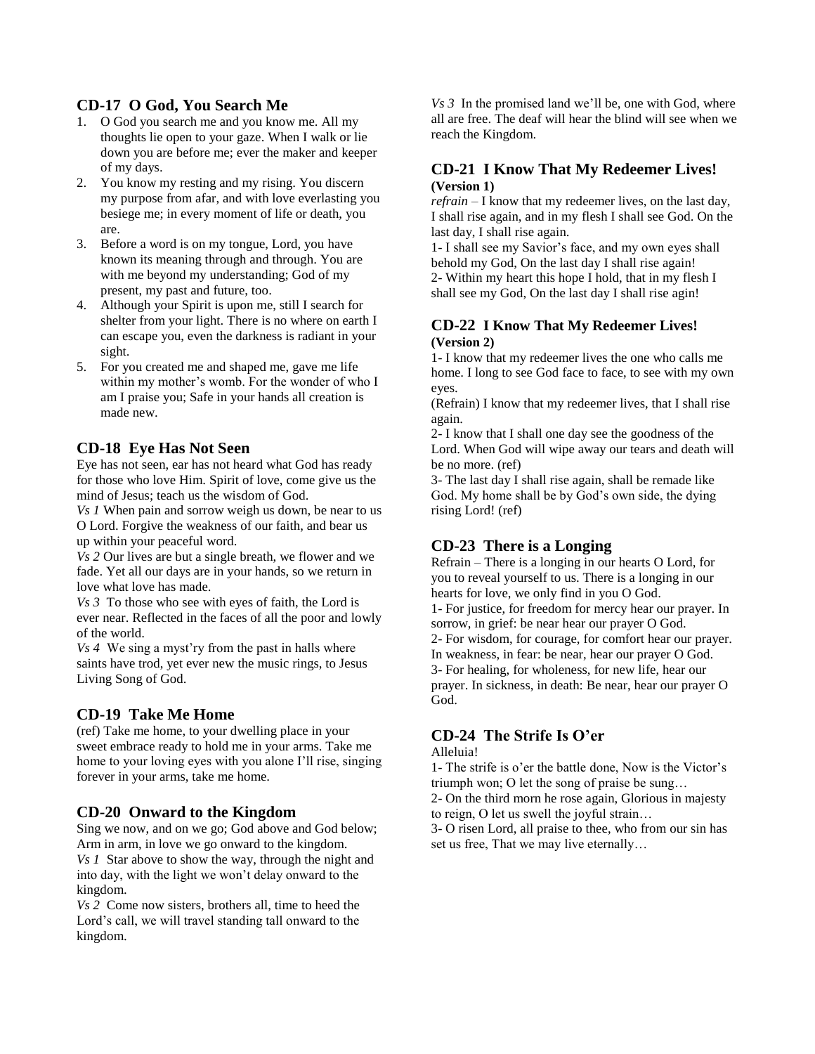## CD-17 O God, You Search Me

1. O God you search me and you know me. All my thoughts lie open to your gaze. When I walk or lie down you are before me; ever the maker and keeper of my days.
2. You know my resting and my rising. You discern my purpose from afar, and with love everlasting you besiege me; in every moment of life or death, you are.
3. Before a word is on my tongue, Lord, you have known its meaning through and through. You are with me beyond my understanding; God of my present, my past and future, too.
4. Although your Spirit is upon me, still I search for shelter from your light. There is no where on earth I can escape you, even the darkness is radiant in your sight.
5. For you created me and shaped me, gave me life within my mother's womb. For the wonder of who I am I praise you; Safe in your hands all creation is made new.

## CD-18 Eye Has Not Seen

Eye has not seen, ear has not heard what God has ready for those who love Him. Spirit of love, come give us the mind of Jesus; teach us the wisdom of God.

*Vs 1* When pain and sorrow weigh us down, be near to us O Lord. Forgive the weakness of our faith, and bear us up within your peaceful word.

*Vs 2* Our lives are but a single breath, we flower and we fade. Yet all our days are in your hands, so we return in love what love has made.

*Vs 3* To those who see with eyes of faith, the Lord is ever near. Reflected in the faces of all the poor and lowly of the world.

*Vs 4* We sing a myst'ry from the past in halls where saints have trod, yet ever new the music rings, to Jesus Living Song of God.

## CD-19 Take Me Home

(ref) Take me home, to your dwelling place in your sweet embrace ready to hold me in your arms. Take me home to your loving eyes with you alone I'll rise, singing forever in your arms, take me home.

## CD-20 Onward to the Kingdom

Sing we now, and on we go; God above and God below; Arm in arm, in love we go onward to the kingdom.

*Vs 1* Star above to show the way, through the night and into day, with the light we won't delay onward to the kingdom.

*Vs 2* Come now sisters, brothers all, time to heed the Lord's call, we will travel standing tall onward to the kingdom.

*Vs 3* In the promised land we'll be, one with God, where all are free. The deaf will hear the blind will see when we reach the Kingdom.

## CD-21 I Know That My Redeemer Lives!
**(Version 1)**

*refrain* – I know that my redeemer lives, on the last day, I shall rise again, and in my flesh I shall see God. On the last day, I shall rise again.

1- I shall see my Savior's face, and my own eyes shall behold my God, On the last day I shall rise again!

2- Within my heart this hope I hold, that in my flesh I shall see my God, On the last day I shall rise agin!

## CD-22 I Know That My Redeemer Lives!
**(Version 2)**

1- I know that my redeemer lives the one who calls me home. I long to see God face to face, to see with my own eyes.

(Refrain) I know that my redeemer lives, that I shall rise again.

2- I know that I shall one day see the goodness of the Lord. When God will wipe away our tears and death will be no more. (ref)

3- The last day I shall rise again, shall be remade like God. My home shall be by God's own side, the dying rising Lord! (ref)

## CD-23 There is a Longing

Refrain – There is a longing in our hearts O Lord, for you to reveal yourself to us. There is a longing in our hearts for love, we only find in you O God.

1- For justice, for freedom for mercy hear our prayer. In sorrow, in grief: be near hear our prayer O God.

2- For wisdom, for courage, for comfort hear our prayer. In weakness, in fear: be near, hear our prayer O God.

3- For healing, for wholeness, for new life, hear our prayer. In sickness, in death: Be near, hear our prayer O God.

## CD-24 The Strife Is O'er

Alleluia!

1- The strife is o'er the battle done, Now is the Victor's triumph won; O let the song of praise be sung…

2- On the third morn he rose again, Glorious in majesty to reign, O let us swell the joyful strain…

3- O risen Lord, all praise to thee, who from our sin has set us free, That we may live eternally…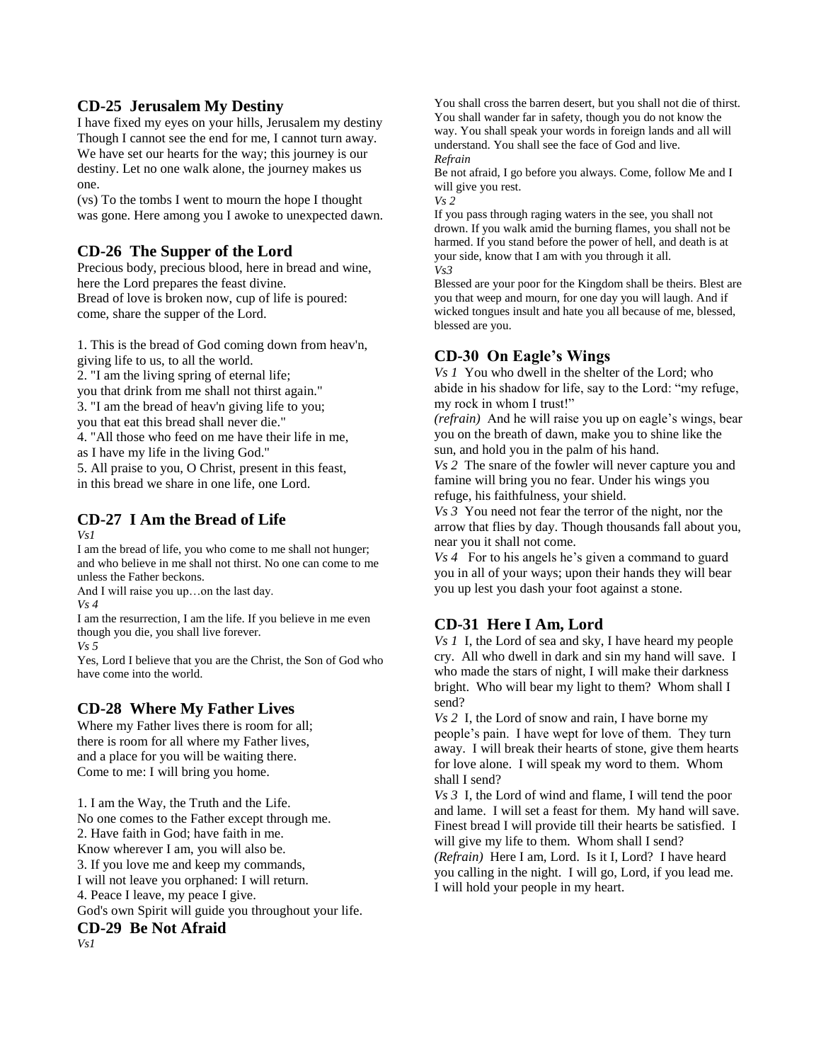## CD-25 Jerusalem My Destiny

I have fixed my eyes on your hills, Jerusalem my destiny Though I cannot see the end for me, I cannot turn away. We have set our hearts for the way; this journey is our destiny. Let no one walk alone, the journey makes us one.

(vs) To the tombs I went to mourn the hope I thought was gone. Here among you I awoke to unexpected dawn.

## CD-26 The Supper of the Lord

Precious body, precious blood, here in bread and wine, here the Lord prepares the feast divine.
Bread of love is broken now, cup of life is poured: come, share the supper of the Lord.

1. This is the bread of God coming down from heav'n, giving life to us, to all the world.
2. "I am the living spring of eternal life; you that drink from me shall not thirst again."
3. "I am the bread of heav'n giving life to you; you that eat this bread shall never die."
4. "All those who feed on me have their life in me, as I have my life in the living God."
5. All praise to you, O Christ, present in this feast, in this bread we share in one life, one Lord.

## CD-27 I Am the Bread of Life

*Vs1*

I am the bread of life, you who come to me shall not hunger; and who believe in me shall not thirst. No one can come to me unless the Father beckons.

And I will raise you up…on the last day.

*Vs 4*

I am the resurrection, I am the life. If you believe in me even though you die, you shall live forever.

*Vs 5*

Yes, Lord I believe that you are the Christ, the Son of God who have come into the world.

## CD-28 Where My Father Lives

Where my Father lives there is room for all; there is room for all where my Father lives, and a place for you will be waiting there. Come to me: I will bring you home.

1. I am the Way, the Truth and the Life. No one comes to the Father except through me.
2. Have faith in God; have faith in me. Know wherever I am, you will also be.
3. If you love me and keep my commands, I will not leave you orphaned: I will return.
4. Peace I leave, my peace I give. God's own Spirit will guide you throughout your life.

## CD-29 Be Not Afraid

*Vs1*

You shall cross the barren desert, but you shall not die of thirst. You shall wander far in safety, though you do not know the way. You shall speak your words in foreign lands and all will understand. You shall see the face of God and live.

*Refrain*

Be not afraid, I go before you always. Come, follow Me and I will give you rest.

*Vs 2*

If you pass through raging waters in the see, you shall not drown. If you walk amid the burning flames, you shall not be harmed. If you stand before the power of hell, and death is at your side, know that I am with you through it all.

*Vs3*

Blessed are your poor for the Kingdom shall be theirs. Blest are you that weep and mourn, for one day you will laugh. And if wicked tongues insult and hate you all because of me, blessed, blessed are you.

## CD-30 On Eagle's Wings

*Vs 1* You who dwell in the shelter of the Lord; who abide in his shadow for life, say to the Lord: "my refuge, my rock in whom I trust!"

*(refrain)* And he will raise you up on eagle's wings, bear you on the breath of dawn, make you to shine like the sun, and hold you in the palm of his hand.

*Vs 2* The snare of the fowler will never capture you and famine will bring you no fear. Under his wings you refuge, his faithfulness, your shield.

*Vs 3* You need not fear the terror of the night, nor the arrow that flies by day. Though thousands fall about you, near you it shall not come.

*Vs 4* For to his angels he's given a command to guard you in all of your ways; upon their hands they will bear you up lest you dash your foot against a stone.

## CD-31 Here I Am, Lord

*Vs 1* I, the Lord of sea and sky, I have heard my people cry. All who dwell in dark and sin my hand will save. I who made the stars of night, I will make their darkness bright. Who will bear my light to them? Whom shall I send?

*Vs 2* I, the Lord of snow and rain, I have borne my people's pain. I have wept for love of them. They turn away. I will break their hearts of stone, give them hearts for love alone. I will speak my word to them. Whom shall I send?

*Vs 3* I, the Lord of wind and flame, I will tend the poor and lame. I will set a feast for them. My hand will save. Finest bread I will provide till their hearts be satisfied. I will give my life to them. Whom shall I send?

*(Refrain)* Here I am, Lord. Is it I, Lord? I have heard you calling in the night. I will go, Lord, if you lead me. I will hold your people in my heart.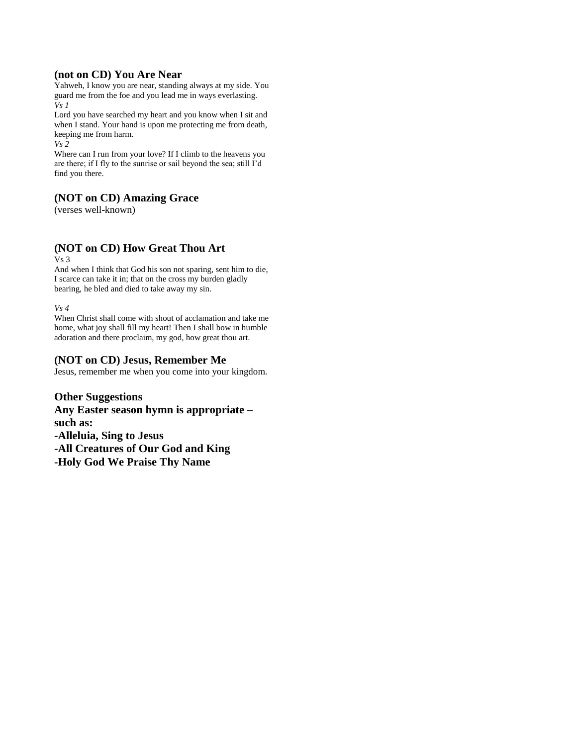### (not on CD) You Are Near

Yahweh, I know you are near, standing always at my side. You guard me from the foe and you lead me in ways everlasting.

*Vs 1*

Lord you have searched my heart and you know when I sit and when I stand. Your hand is upon me protecting me from death, keeping me from harm.

*Vs 2*

Where can I run from your love? If I climb to the heavens you are there; if I fly to the sunrise or sail beyond the sea; still I'd find you there.

### (NOT on CD) Amazing Grace

(verses well-known)

### (NOT on CD) How Great Thou Art

Vs 3

And when I think that God his son not sparing, sent him to die, I scarce can take it in; that on the cross my burden gladly bearing, he bled and died to take away my sin.

*Vs 4*

When Christ shall come with shout of acclamation and take me home, what joy shall fill my heart! Then I shall bow in humble adoration and there proclaim, my god, how great thou art.

### (NOT on CD) Jesus, Remember Me

Jesus, remember me when you come into your kingdom.

### Other Suggestions

**Any Easter season hymn is appropriate – such as:**

**-Alleluia, Sing to Jesus**

**-All Creatures of Our God and King**

**-Holy God We Praise Thy Name**